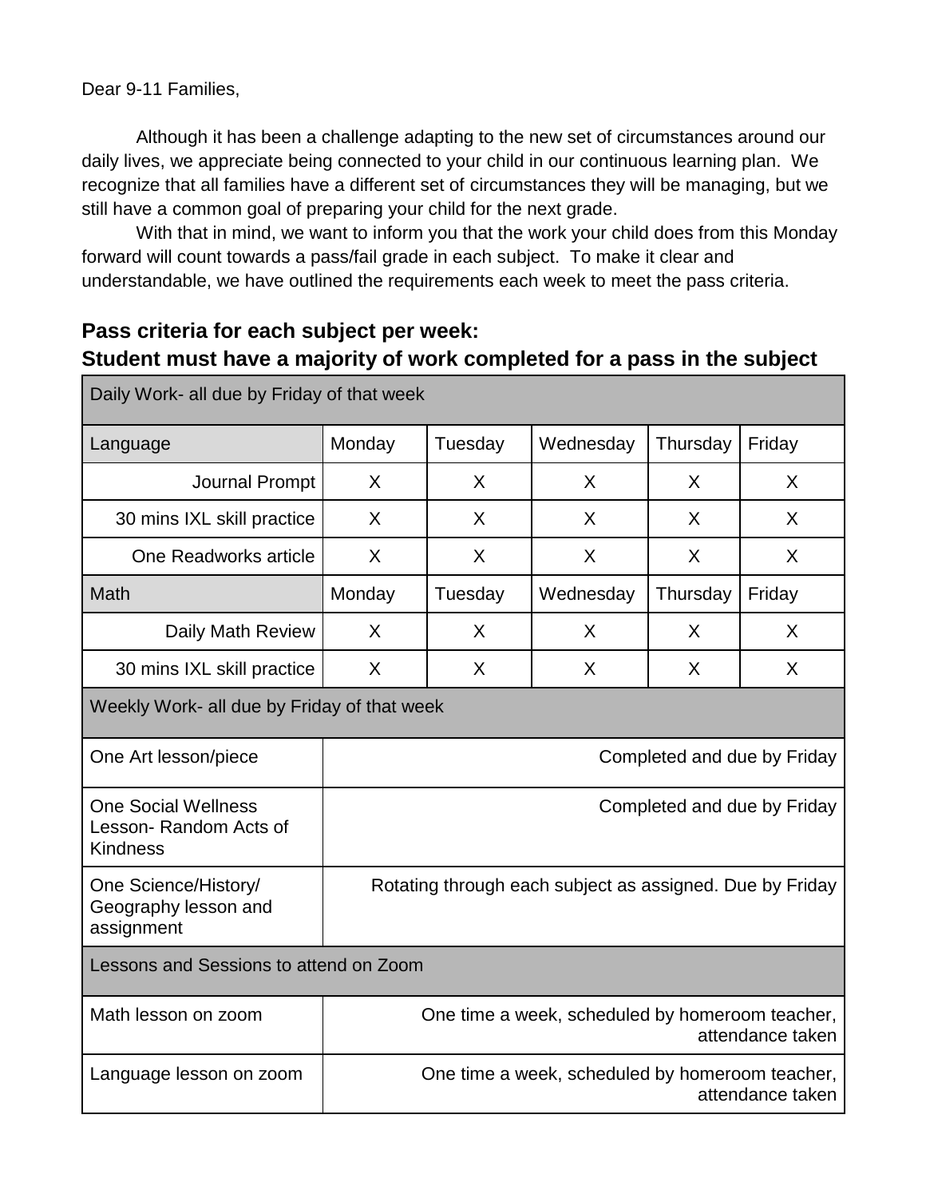Dear 9-11 Families,

Although it has been a challenge adapting to the new set of circumstances around our daily lives, we appreciate being connected to your child in our continuous learning plan. We recognize that all families have a different set of circumstances they will be managing, but we still have a common goal of preparing your child for the next grade.

With that in mind, we want to inform you that the work your child does from this Monday forward will count towards a pass/fail grade in each subject. To make it clear and understandable, we have outlined the requirements each week to meet the pass criteria.

## Pass criteria for each subject per week:
## Student must have a majority of work completed for a pass in the subject

| Daily Work- all due by Friday of that week | | | | | |
|---|---|---|---|---|---|
| Language | Monday | Tuesday | Wednesday | Thursday | Friday |
| Journal Prompt | X | X | X | X | X |
| 30 mins IXL skill practice | X | X | X | X | X |
| One Readworks article | X | X | X | X | X |
| Math | Monday | Tuesday | Wednesday | Thursday | Friday |
| Daily Math Review | X | X | X | X | X |
| 30 mins IXL skill practice | X | X | X | X | X |
| **Weekly Work- all due by Friday of that week** | | | | | |
| One Art lesson/piece | Completed and due by Friday | | | | |
| One Social Wellness Lesson- Random Acts of Kindness | Completed and due by Friday | | | | |
| One Science/History/ Geography lesson and assignment | Rotating through each subject as assigned. Due by Friday | | | | |
| **Lessons and Sessions to attend on Zoom** | | | | | |
| Math lesson on zoom | One time a week, scheduled by homeroom teacher, attendance taken | | | | |
| Language lesson on zoom | One time a week, scheduled by homeroom teacher, attendance taken | | | | |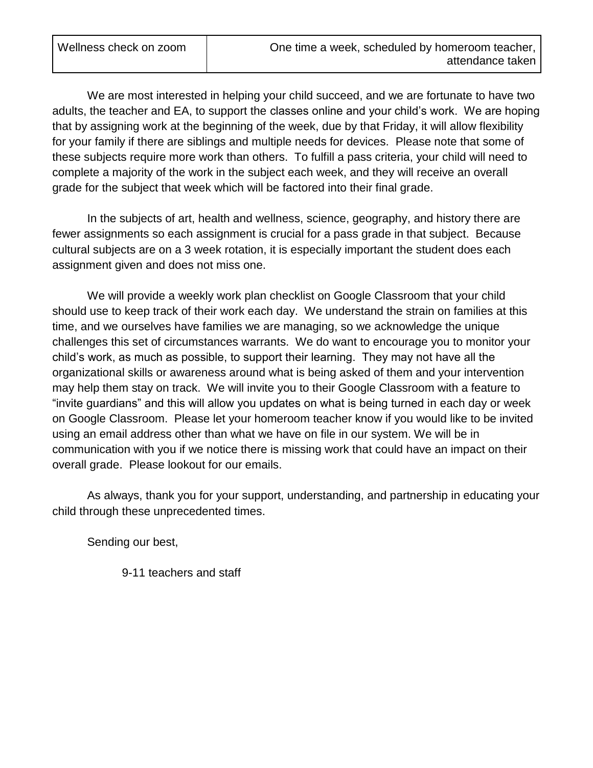| | |
|---|---|
| Wellness check on zoom | One time a week, scheduled by homeroom teacher, attendance taken |

We are most interested in helping your child succeed, and we are fortunate to have two adults, the teacher and EA, to support the classes online and your child's work. We are hoping that by assigning work at the beginning of the week, due by that Friday, it will allow flexibility for your family if there are siblings and multiple needs for devices. Please note that some of these subjects require more work than others. To fulfill a pass criteria, your child will need to complete a majority of the work in the subject each week, and they will receive an overall grade for the subject that week which will be factored into their final grade.

In the subjects of art, health and wellness, science, geography, and history there are fewer assignments so each assignment is crucial for a pass grade in that subject. Because cultural subjects are on a 3 week rotation, it is especially important the student does each assignment given and does not miss one.

We will provide a weekly work plan checklist on Google Classroom that your child should use to keep track of their work each day. We understand the strain on families at this time, and we ourselves have families we are managing, so we acknowledge the unique challenges this set of circumstances warrants. We do want to encourage you to monitor your child's work, as much as possible, to support their learning. They may not have all the organizational skills or awareness around what is being asked of them and your intervention may help them stay on track. We will invite you to their Google Classroom with a feature to "invite guardians" and this will allow you updates on what is being turned in each day or week on Google Classroom. Please let your homeroom teacher know if you would like to be invited using an email address other than what we have on file in our system. We will be in communication with you if we notice there is missing work that could have an impact on their overall grade. Please lookout for our emails.

As always, thank you for your support, understanding, and partnership in educating your child through these unprecedented times.

Sending our best,

9-11 teachers and staff